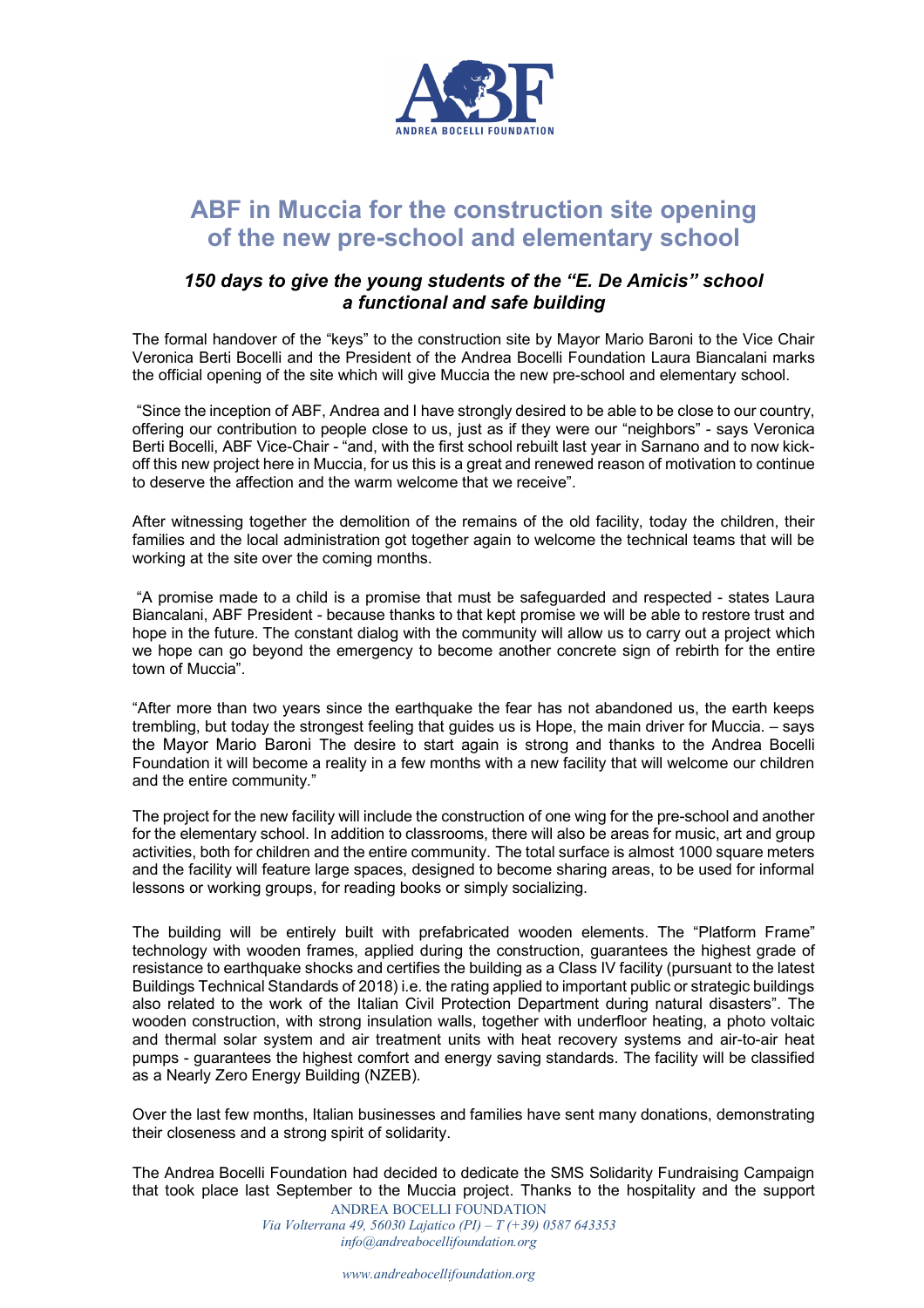# ABF in Muccia for the construction site opening of the new pre-school and elementary school

### *150 days to give the young students of the “E. De Amicis” school a functional and safe building*

The formal handover of the “keys” to the construction site by Mayor Mario Baroni to the Vice Chair Veronica Berti Bocelli and the President of the Andrea Bocelli Foundation Laura Biancalani marks the official opening of the site which will give Muccia the new pre-school and elementary school.

“Since the inception of ABF, Andrea and I have strongly desired to be able to be close to our country, offering our contribution to people close to us, just as if they were our “neighbors” - says Veronica Berti Bocelli, ABF Vice-Chair - “and, with the first school rebuilt last year in Sarnano and to now kick-off this new project here in Muccia, for us this is a great and renewed reason of motivation to continue to deserve the affection and the warm welcome that we receive”.

After witnessing together the demolition of the remains of the old facility, today the children, their families and the local administration got together again to welcome the technical teams that will be working at the site over the coming months.

“A promise made to a child is a promise that must be safeguarded and respected - states Laura Biancalani, ABF President - because thanks to that kept promise we will be able to restore trust and hope in the future. The constant dialog with the community will allow us to carry out a project which we hope can go beyond the emergency to become another concrete sign of rebirth for the entire town of Muccia”.

“After more than two years since the earthquake the fear has not abandoned us, the earth keeps trembling, but today the strongest feeling that guides us is Hope, the main driver for Muccia. – says the Mayor Mario Baroni The desire to start again is strong and thanks to the Andrea Bocelli Foundation it will become a reality in a few months with a new facility that will welcome our children and the entire community.”

The project for the new facility will include the construction of one wing for the pre-school and another for the elementary school. In addition to classrooms, there will also be areas for music, art and group activities, both for children and the entire community. The total surface is almost 1000 square meters and the facility will feature large spaces, designed to become sharing areas, to be used for informal lessons or working groups, for reading books or simply socializing.

The building will be entirely built with prefabricated wooden elements. The “Platform Frame” technology with wooden frames, applied during the construction, guarantees the highest grade of resistance to earthquake shocks and certifies the building as a Class IV facility (pursuant to the latest Buildings Technical Standards of 2018) i.e. the rating applied to important public or strategic buildings also related to the work of the Italian Civil Protection Department during natural disasters”. The wooden construction, with strong insulation walls, together with underfloor heating, a photo voltaic and thermal solar system and air treatment units with heat recovery systems and air-to-air heat pumps - guarantees the highest comfort and energy saving standards. The facility will be classified as a Nearly Zero Energy Building (NZEB).

Over the last few months, Italian businesses and families have sent many donations, demonstrating their closeness and a strong spirit of solidarity.

The Andrea Bocelli Foundation had decided to dedicate the SMS Solidarity Fundraising Campaign that took place last September to the Muccia project. Thanks to the hospitality and the support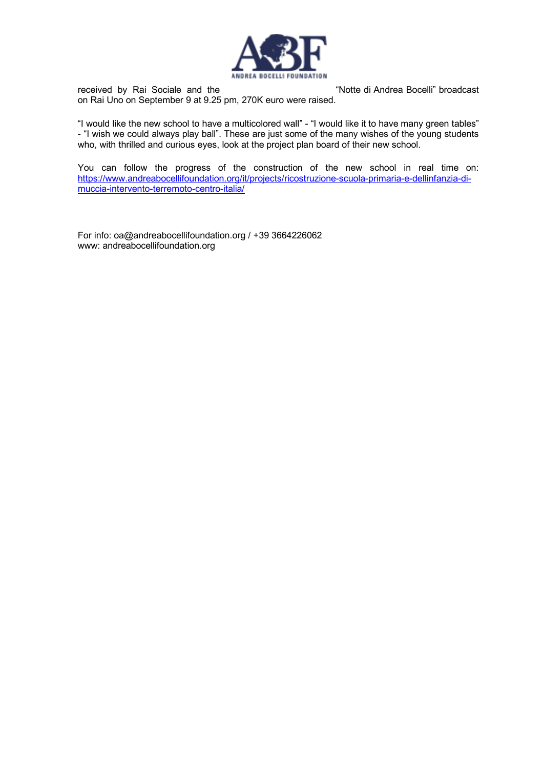received by Rai Sociale and the "Notte di Andrea Bocelli" broadcast on Rai Uno on September 9 at 9.25 pm, 270K euro were raised.

"I would like the new school to have a multicolored wall" - "I would like it to have many green tables" - "I wish we could always play ball". These are just some of the many wishes of the young students who, with thrilled and curious eyes, look at the project plan board of their new school.

You can follow the progress of the construction of the new school in real time on: https://www.andreabocellifoundation.org/it/projects/ricostruzione-scuola-primaria-e-dellinfanzia-di-muccia-intervento-terremoto-centro-italia/

For info: oa@andreabocellifoundation.org / +39 3664226062
www: andreabocellifoundation.org